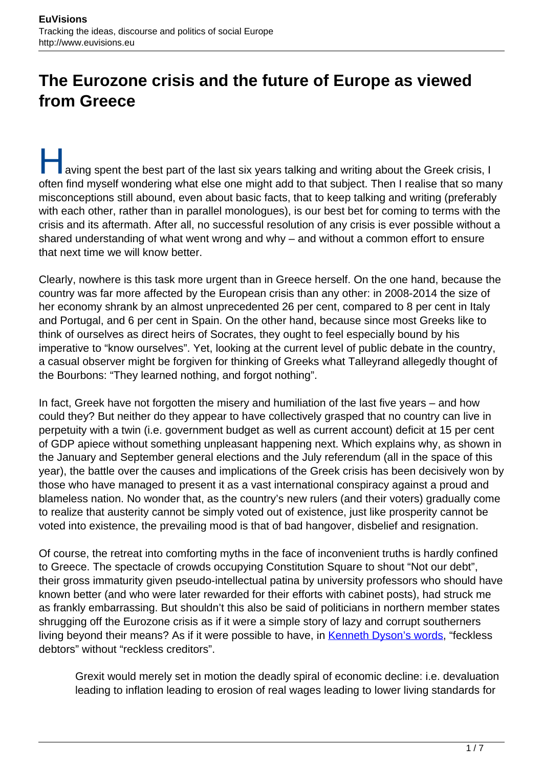# The Eurozone crisis and the future of Europe as viewed from Greece

Having spent the best part of the last six years talking and writing about the Greek crisis, I often find myself wondering what else one might add to that subject. Then I realise that so many misconceptions still abound, even about basic facts, that to keep talking and writing (preferably with each other, rather than in parallel monologues), is our best bet for coming to terms with the crisis and its aftermath. After all, no successful resolution of any crisis is ever possible without a shared understanding of what went wrong and why – and without a common effort to ensure that next time we will know better.

Clearly, nowhere is this task more urgent than in Greece herself. On the one hand, because the country was far more affected by the European crisis than any other: in 2008-2014 the size of her economy shrank by an almost unprecedented 26 per cent, compared to 8 per cent in Italy and Portugal, and 6 per cent in Spain. On the other hand, because since most Greeks like to think of ourselves as direct heirs of Socrates, they ought to feel especially bound by his imperative to "know ourselves". Yet, looking at the current level of public debate in the country, a casual observer might be forgiven for thinking of Greeks what Talleyrand allegedly thought of the Bourbons: "They learned nothing, and forgot nothing".

In fact, Greek have not forgotten the misery and humiliation of the last five years – and how could they? But neither do they appear to have collectively grasped that no country can live in perpetuity with a twin (i.e. government budget as well as current account) deficit at 15 per cent of GDP apiece without something unpleasant happening next. Which explains why, as shown in the January and September general elections and the July referendum (all in the space of this year), the battle over the causes and implications of the Greek crisis has been decisively won by those who have managed to present it as a vast international conspiracy against a proud and blameless nation. No wonder that, as the country's new rulers (and their voters) gradually come to realize that austerity cannot be simply voted out of existence, just like prosperity cannot be voted into existence, the prevailing mood is that of bad hangover, disbelief and resignation.

Of course, the retreat into comforting myths in the face of inconvenient truths is hardly confined to Greece. The spectacle of crowds occupying Constitution Square to shout "Not our debt", their gross immaturity given pseudo-intellectual patina by university professors who should have known better (and who were later rewarded for their efforts with cabinet posts), had struck me as frankly embarrassing. But shouldn't this also be said of politicians in northern member states shrugging off the Eurozone crisis as if it were a simple story of lazy and corrupt southerners living beyond their means? As if it were possible to have, in [Kenneth Dyson's words](), "feckless debtors" without "reckless creditors".

> Grexit would merely set in motion the deadly spiral of economic decline: i.e. devaluation leading to inflation leading to erosion of real wages leading to lower living standards for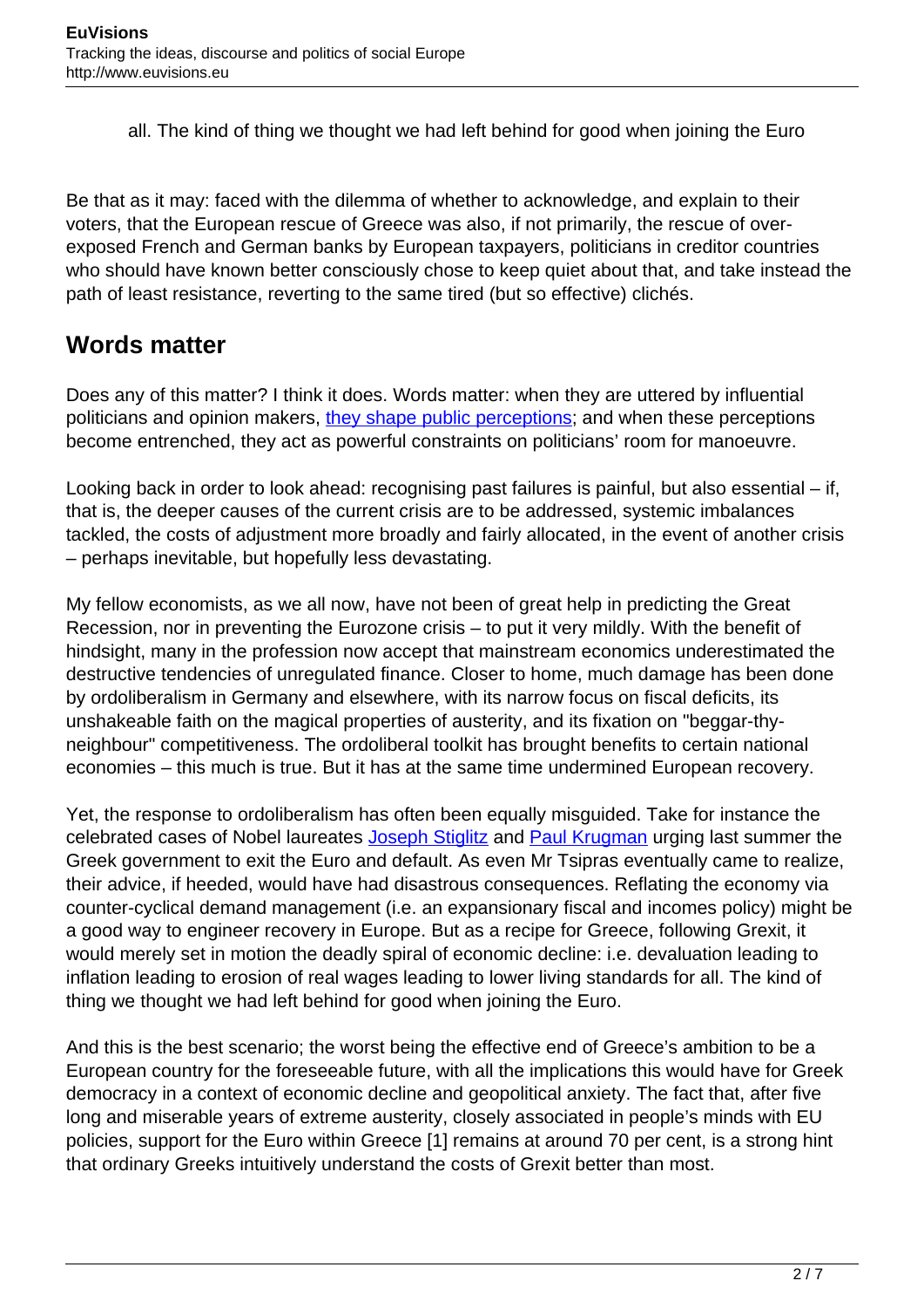all. The kind of thing we thought we had left behind for good when joining the Euro

Be that as it may: faced with the dilemma of whether to acknowledge, and explain to their voters, that the European rescue of Greece was also, if not primarily, the rescue of over-exposed French and German banks by European taxpayers, politicians in creditor countries who should have known better consciously chose to keep quiet about that, and take instead the path of least resistance, reverting to the same tired (but so effective) clichés.

## Words matter

Does any of this matter? I think it does. Words matter: when they are uttered by influential politicians and opinion makers, they shape public perceptions; and when these perceptions become entrenched, they act as powerful constraints on politicians' room for manoeuvre.

Looking back in order to look ahead: recognising past failures is painful, but also essential – if, that is, the deeper causes of the current crisis are to be addressed, systemic imbalances tackled, the costs of adjustment more broadly and fairly allocated, in the event of another crisis – perhaps inevitable, but hopefully less devastating.

My fellow economists, as we all now, have not been of great help in predicting the Great Recession, nor in preventing the Eurozone crisis – to put it very mildly. With the benefit of hindsight, many in the profession now accept that mainstream economics underestimated the destructive tendencies of unregulated finance. Closer to home, much damage has been done by ordoliberalism in Germany and elsewhere, with its narrow focus on fiscal deficits, its unshakeable faith on the magical properties of austerity, and its fixation on "beggar-thy-neighbour" competitiveness. The ordoliberal toolkit has brought benefits to certain national economies – this much is true. But it has at the same time undermined European recovery.

Yet, the response to ordoliberalism has often been equally misguided. Take for instance the celebrated cases of Nobel laureates Joseph Stiglitz and Paul Krugman urging last summer the Greek government to exit the Euro and default. As even Mr Tsipras eventually came to realize, their advice, if heeded, would have had disastrous consequences. Reflating the economy via counter-cyclical demand management (i.e. an expansionary fiscal and incomes policy) might be a good way to engineer recovery in Europe. But as a recipe for Greece, following Grexit, it would merely set in motion the deadly spiral of economic decline: i.e. devaluation leading to inflation leading to erosion of real wages leading to lower living standards for all. The kind of thing we thought we had left behind for good when joining the Euro.

And this is the best scenario; the worst being the effective end of Greece's ambition to be a European country for the foreseeable future, with all the implications this would have for Greek democracy in a context of economic decline and geopolitical anxiety. The fact that, after five long and miserable years of extreme austerity, closely associated in people's minds with EU policies, support for the Euro within Greece [1] remains at around 70 per cent, is a strong hint that ordinary Greeks intuitively understand the costs of Grexit better than most.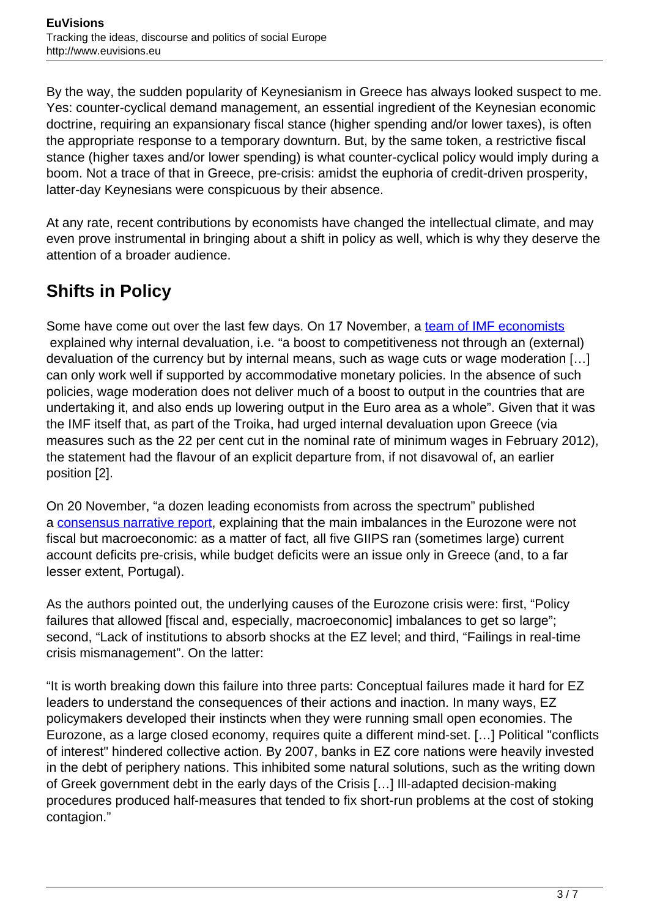By the way, the sudden popularity of Keynesianism in Greece has always looked suspect to me. Yes: counter-cyclical demand management, an essential ingredient of the Keynesian economic doctrine, requiring an expansionary fiscal stance (higher spending and/or lower taxes), is often the appropriate response to a temporary downturn. But, by the same token, a restrictive fiscal stance (higher taxes and/or lower spending) is what counter-cyclical policy would imply during a boom. Not a trace of that in Greece, pre-crisis: amidst the euphoria of credit-driven prosperity, latter-day Keynesians were conspicuous by their absence.

At any rate, recent contributions by economists have changed the intellectual climate, and may even prove instrumental in bringing about a shift in policy as well, which is why they deserve the attention of a broader audience.

## Shifts in Policy

Some have come out over the last few days. On 17 November, a team of IMF economists explained why internal devaluation, i.e. "a boost to competitiveness not through an (external) devaluation of the currency but by internal means, such as wage cuts or wage moderation […] can only work well if supported by accommodative monetary policies. In the absence of such policies, wage moderation does not deliver much of a boost to output in the countries that are undertaking it, and also ends up lowering output in the Euro area as a whole". Given that it was the IMF itself that, as part of the Troika, had urged internal devaluation upon Greece (via measures such as the 22 per cent cut in the nominal rate of minimum wages in February 2012), the statement had the flavour of an explicit departure from, if not disavowal of, an earlier position [2].

On 20 November, "a dozen leading economists from across the spectrum" published a consensus narrative report, explaining that the main imbalances in the Eurozone were not fiscal but macroeconomic: as a matter of fact, all five GIIPS ran (sometimes large) current account deficits pre-crisis, while budget deficits were an issue only in Greece (and, to a far lesser extent, Portugal).

As the authors pointed out, the underlying causes of the Eurozone crisis were: first, "Policy failures that allowed [fiscal and, especially, macroeconomic] imbalances to get so large"; second, "Lack of institutions to absorb shocks at the EZ level; and third, "Failings in real-time crisis mismanagement". On the latter:

"It is worth breaking down this failure into three parts: Conceptual failures made it hard for EZ leaders to understand the consequences of their actions and inaction. In many ways, EZ policymakers developed their instincts when they were running small open economies. The Eurozone, as a large closed economy, requires quite a different mind-set. […] Political "conflicts of interest" hindered collective action. By 2007, banks in EZ core nations were heavily invested in the debt of periphery nations. This inhibited some natural solutions, such as the writing down of Greek government debt in the early days of the Crisis […] Ill-adapted decision-making procedures produced half-measures that tended to fix short-run problems at the cost of stoking contagion."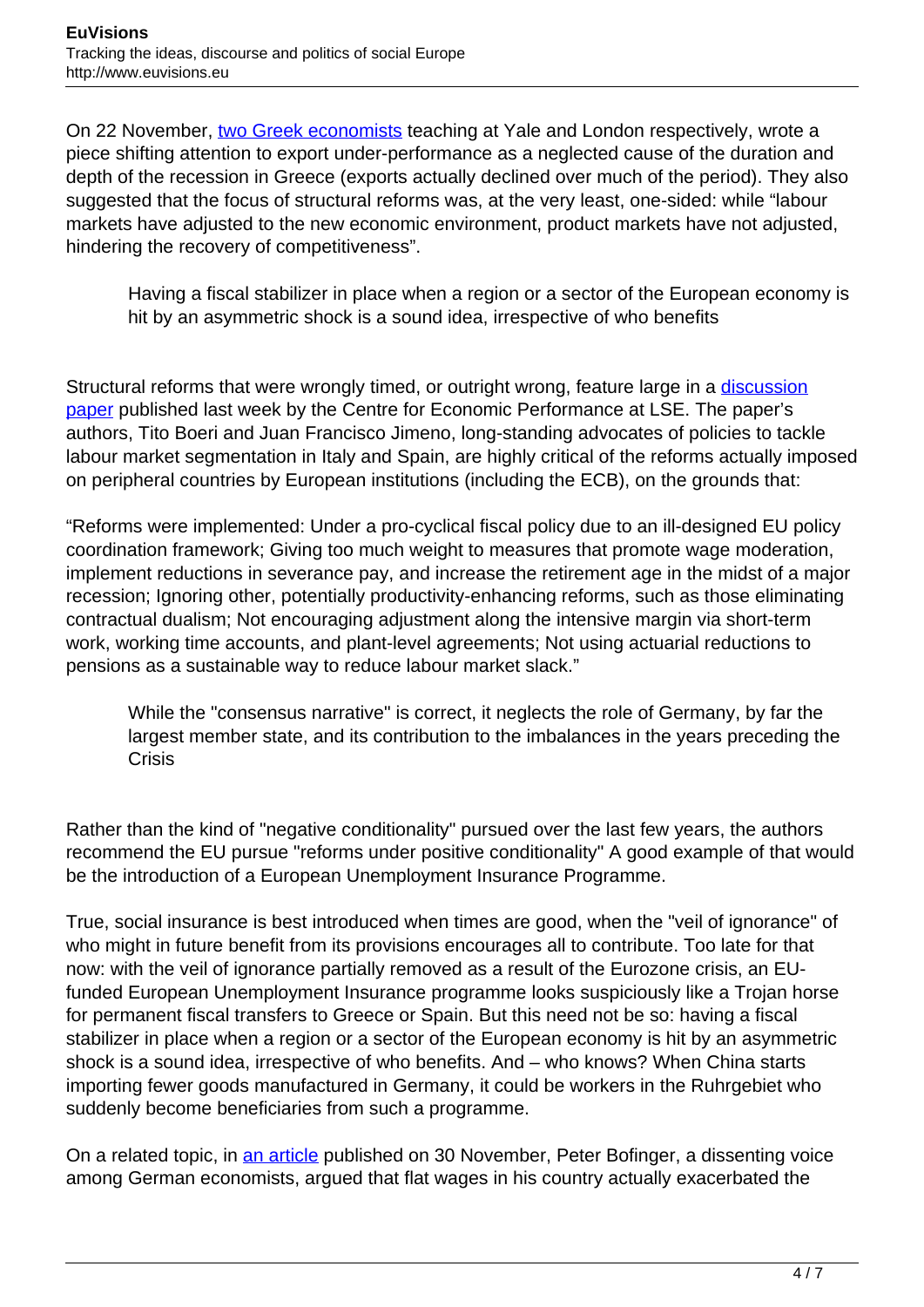On 22 November, two Greek economists teaching at Yale and London respectively, wrote a piece shifting attention to export under-performance as a neglected cause of the duration and depth of the recession in Greece (exports actually declined over much of the period). They also suggested that the focus of structural reforms was, at the very least, one-sided: while "labour markets have adjusted to the new economic environment, product markets have not adjusted, hindering the recovery of competitiveness".

> Having a fiscal stabilizer in place when a region or a sector of the European economy is hit by an asymmetric shock is a sound idea, irrespective of who benefits

Structural reforms that were wrongly timed, or outright wrong, feature large in a discussion paper published last week by the Centre for Economic Performance at LSE. The paper's authors, Tito Boeri and Juan Francisco Jimeno, long-standing advocates of policies to tackle labour market segmentation in Italy and Spain, are highly critical of the reforms actually imposed on peripheral countries by European institutions (including the ECB), on the grounds that:

"Reforms were implemented: Under a pro-cyclical fiscal policy due to an ill-designed EU policy coordination framework; Giving too much weight to measures that promote wage moderation, implement reductions in severance pay, and increase the retirement age in the midst of a major recession; Ignoring other, potentially productivity-enhancing reforms, such as those eliminating contractual dualism; Not encouraging adjustment along the intensive margin via short-term work, working time accounts, and plant-level agreements; Not using actuarial reductions to pensions as a sustainable way to reduce labour market slack."

> While the "consensus narrative" is correct, it neglects the role of Germany, by far the largest member state, and its contribution to the imbalances in the years preceding the Crisis

Rather than the kind of "negative conditionality" pursued over the last few years, the authors recommend the EU pursue "reforms under positive conditionality" A good example of that would be the introduction of a European Unemployment Insurance Programme.

True, social insurance is best introduced when times are good, when the "veil of ignorance" of who might in future benefit from its provisions encourages all to contribute. Too late for that now: with the veil of ignorance partially removed as a result of the Eurozone crisis, an EU-funded European Unemployment Insurance programme looks suspiciously like a Trojan horse for permanent fiscal transfers to Greece or Spain. But this need not be so: having a fiscal stabilizer in place when a region or a sector of the European economy is hit by an asymmetric shock is a sound idea, irrespective of who benefits. And – who knows? When China starts importing fewer goods manufactured in Germany, it could be workers in the Ruhrgebiet who suddenly become beneficiaries from such a programme.

On a related topic, in an article published on 30 November, Peter Bofinger, a dissenting voice among German economists, argued that flat wages in his country actually exacerbated the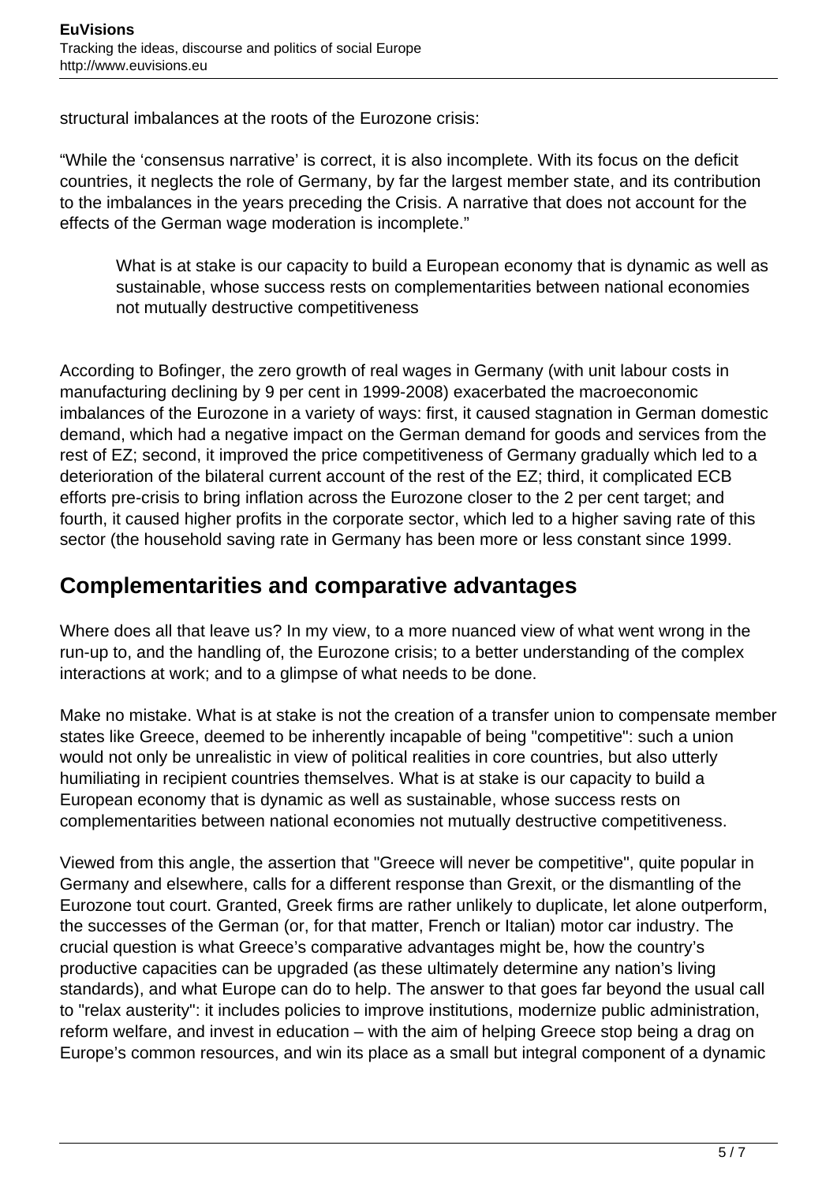structural imbalances at the roots of the Eurozone crisis:

"While the 'consensus narrative' is correct, it is also incomplete. With its focus on the deficit countries, it neglects the role of Germany, by far the largest member state, and its contribution to the imbalances in the years preceding the Crisis. A narrative that does not account for the effects of the German wage moderation is incomplete."

> What is at stake is our capacity to build a European economy that is dynamic as well as sustainable, whose success rests on complementarities between national economies not mutually destructive competitiveness

According to Bofinger, the zero growth of real wages in Germany (with unit labour costs in manufacturing declining by 9 per cent in 1999-2008) exacerbated the macroeconomic imbalances of the Eurozone in a variety of ways: first, it caused stagnation in German domestic demand, which had a negative impact on the German demand for goods and services from the rest of EZ; second, it improved the price competitiveness of Germany gradually which led to a deterioration of the bilateral current account of the rest of the EZ; third, it complicated ECB efforts pre-crisis to bring inflation across the Eurozone closer to the 2 per cent target; and fourth, it caused higher profits in the corporate sector, which led to a higher saving rate of this sector (the household saving rate in Germany has been more or less constant since 1999.

## Complementarities and comparative advantages

Where does all that leave us? In my view, to a more nuanced view of what went wrong in the run-up to, and the handling of, the Eurozone crisis; to a better understanding of the complex interactions at work; and to a glimpse of what needs to be done.

Make no mistake. What is at stake is not the creation of a transfer union to compensate member states like Greece, deemed to be inherently incapable of being "competitive": such a union would not only be unrealistic in view of political realities in core countries, but also utterly humiliating in recipient countries themselves. What is at stake is our capacity to build a European economy that is dynamic as well as sustainable, whose success rests on complementarities between national economies not mutually destructive competitiveness.

Viewed from this angle, the assertion that "Greece will never be competitive", quite popular in Germany and elsewhere, calls for a different response than Grexit, or the dismantling of the Eurozone tout court. Granted, Greek firms are rather unlikely to duplicate, let alone outperform, the successes of the German (or, for that matter, French or Italian) motor car industry. The crucial question is what Greece's comparative advantages might be, how the country's productive capacities can be upgraded (as these ultimately determine any nation's living standards), and what Europe can do to help. The answer to that goes far beyond the usual call to "relax austerity": it includes policies to improve institutions, modernize public administration, reform welfare, and invest in education – with the aim of helping Greece stop being a drag on Europe's common resources, and win its place as a small but integral component of a dynamic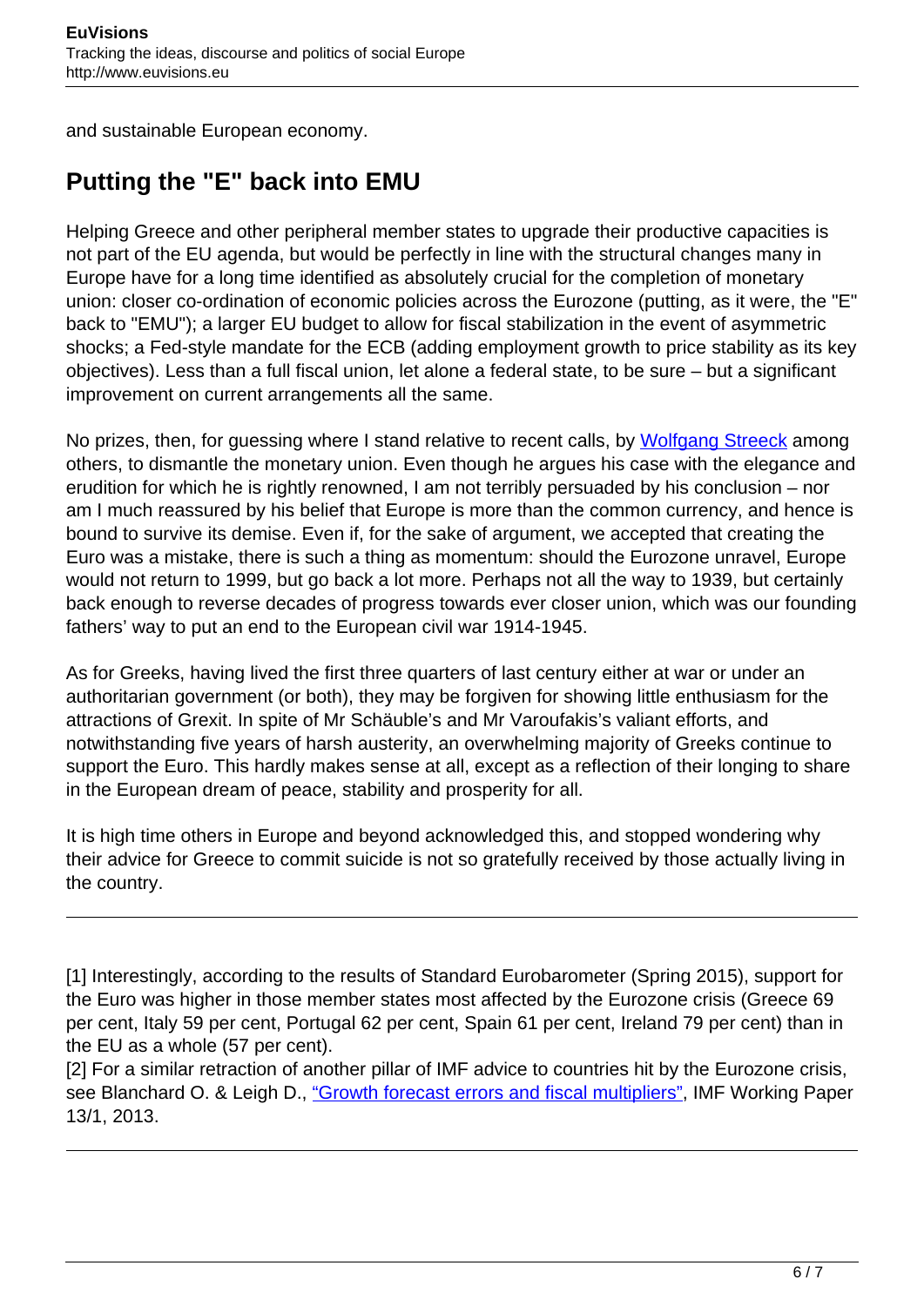and sustainable European economy.

## Putting the "E" back into EMU

Helping Greece and other peripheral member states to upgrade their productive capacities is not part of the EU agenda, but would be perfectly in line with the structural changes many in Europe have for a long time identified as absolutely crucial for the completion of monetary union: closer co-ordination of economic policies across the Eurozone (putting, as it were, the "E" back to "EMU"); a larger EU budget to allow for fiscal stabilization in the event of asymmetric shocks; a Fed-style mandate for the ECB (adding employment growth to price stability as its key objectives). Less than a full fiscal union, let alone a federal state, to be sure – but a significant improvement on current arrangements all the same.

No prizes, then, for guessing where I stand relative to recent calls, by Wolfgang Streeck among others, to dismantle the monetary union. Even though he argues his case with the elegance and erudition for which he is rightly renowned, I am not terribly persuaded by his conclusion – nor am I much reassured by his belief that Europe is more than the common currency, and hence is bound to survive its demise. Even if, for the sake of argument, we accepted that creating the Euro was a mistake, there is such a thing as momentum: should the Eurozone unravel, Europe would not return to 1999, but go back a lot more. Perhaps not all the way to 1939, but certainly back enough to reverse decades of progress towards ever closer union, which was our founding fathers' way to put an end to the European civil war 1914-1945.

As for Greeks, having lived the first three quarters of last century either at war or under an authoritarian government (or both), they may be forgiven for showing little enthusiasm for the attractions of Grexit. In spite of Mr Schäuble's and Mr Varoufakis's valiant efforts, and notwithstanding five years of harsh austerity, an overwhelming majority of Greeks continue to support the Euro. This hardly makes sense at all, except as a reflection of their longing to share in the European dream of peace, stability and prosperity for all.

It is high time others in Europe and beyond acknowledged this, and stopped wondering why their advice for Greece to commit suicide is not so gratefully received by those actually living in the country.

---

[1] Interestingly, according to the results of Standard Eurobarometer (Spring 2015), support for the Euro was higher in those member states most affected by the Eurozone crisis (Greece 69 per cent, Italy 59 per cent, Portugal 62 per cent, Spain 61 per cent, Ireland 79 per cent) than in the EU as a whole (57 per cent).
[2] For a similar retraction of another pillar of IMF advice to countries hit by the Eurozone crisis, see Blanchard O. & Leigh D., "Growth forecast errors and fiscal multipliers", IMF Working Paper 13/1, 2013.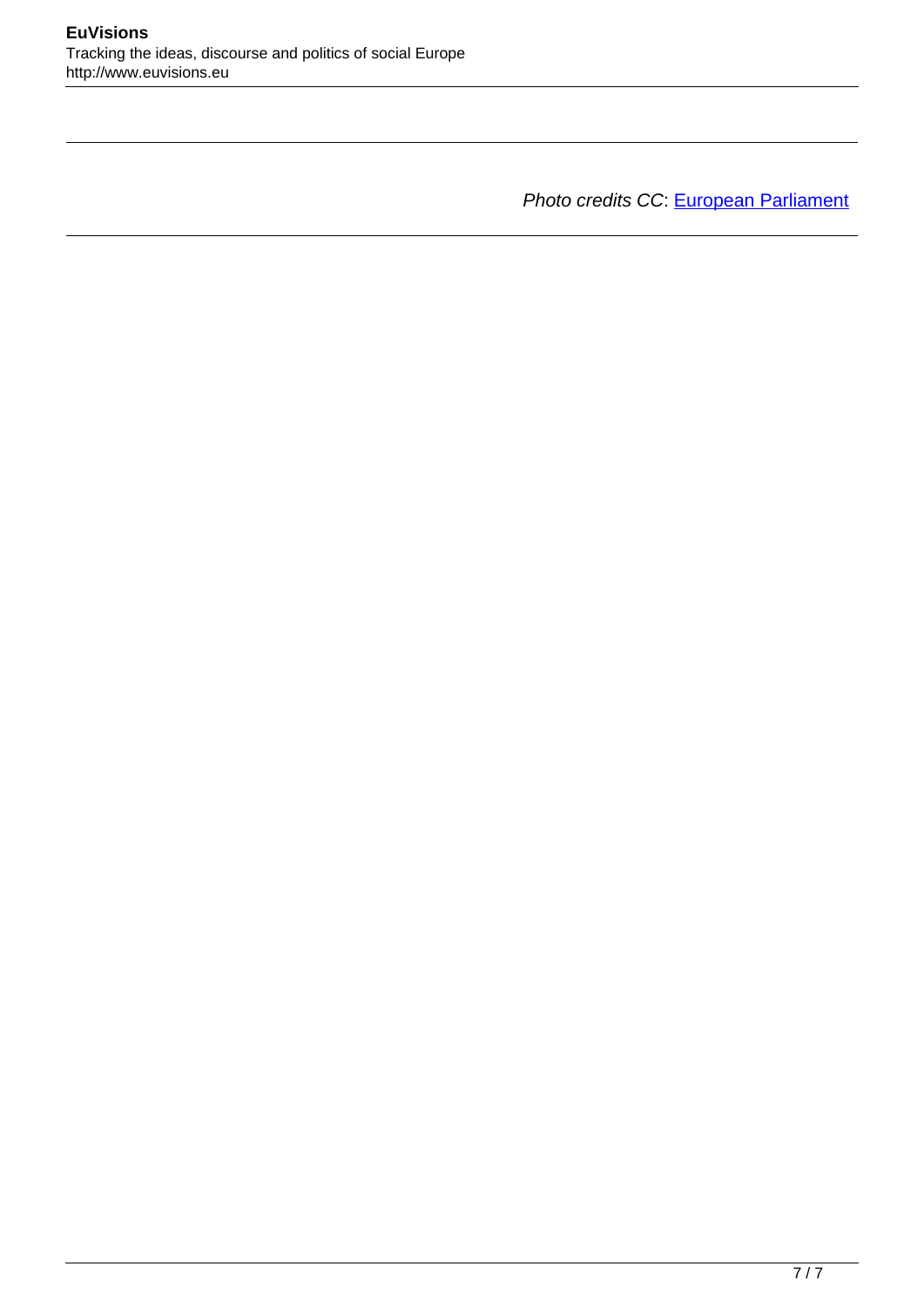*Photo credits CC*: [European Parliament]